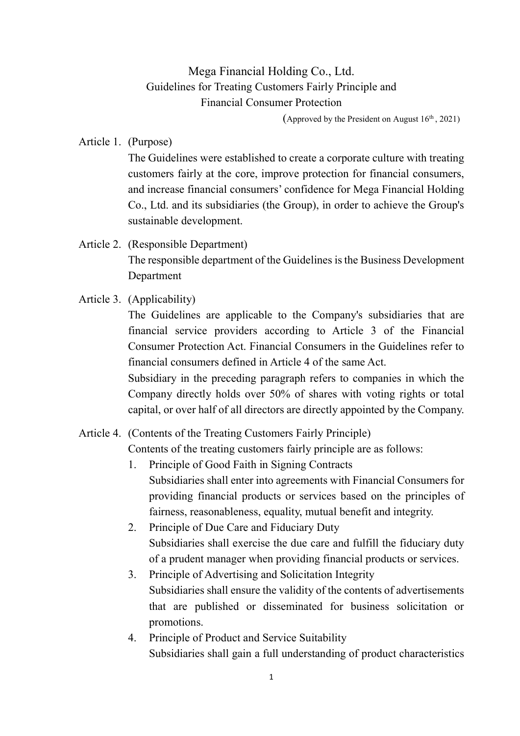# Mega Financial Holding Co., Ltd.
## Guidelines for Treating Customers Fairly Principle and Financial Consumer Protection

(Approved by the President on August 16th, 2021)

**Article 1. (Purpose)**

The Guidelines were established to create a corporate culture with treating customers fairly at the core, improve protection for financial consumers, and increase financial consumers' confidence for Mega Financial Holding Co., Ltd. and its subsidiaries (the Group), in order to achieve the Group's sustainable development.

**Article 2. (Responsible Department)**

The responsible department of the Guidelines is the Business Development Department

**Article 3. (Applicability)**

The Guidelines are applicable to the Company's subsidiaries that are financial service providers according to Article 3 of the Financial Consumer Protection Act. Financial Consumers in the Guidelines refer to financial consumers defined in Article 4 of the same Act.

Subsidiary in the preceding paragraph refers to companies in which the Company directly holds over 50% of shares with voting rights or total capital, or over half of all directors are directly appointed by the Company.

**Article 4. (Contents of the Treating Customers Fairly Principle)**

Contents of the treating customers fairly principle are as follows:

1. Principle of Good Faith in Signing Contracts
   Subsidiaries shall enter into agreements with Financial Consumers for providing financial products or services based on the principles of fairness, reasonableness, equality, mutual benefit and integrity.
2. Principle of Due Care and Fiduciary Duty
   Subsidiaries shall exercise the due care and fulfill the fiduciary duty of a prudent manager when providing financial products or services.
3. Principle of Advertising and Solicitation Integrity
   Subsidiaries shall ensure the validity of the contents of advertisements that are published or disseminated for business solicitation or promotions.
4. Principle of Product and Service Suitability
   Subsidiaries shall gain a full understanding of product characteristics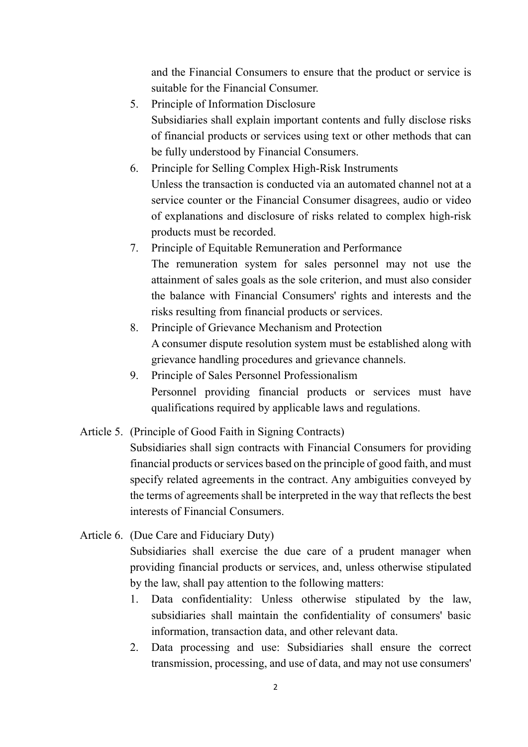and the Financial Consumers to ensure that the product or service is suitable for the Financial Consumer.

5. Principle of Information Disclosure
   Subsidiaries shall explain important contents and fully disclose risks of financial products or services using text or other methods that can be fully understood by Financial Consumers.
6. Principle for Selling Complex High-Risk Instruments
   Unless the transaction is conducted via an automated channel not at a service counter or the Financial Consumer disagrees, audio or video of explanations and disclosure of risks related to complex high-risk products must be recorded.
7. Principle of Equitable Remuneration and Performance
   The remuneration system for sales personnel may not use the attainment of sales goals as the sole criterion, and must also consider the balance with Financial Consumers' rights and interests and the risks resulting from financial products or services.
8. Principle of Grievance Mechanism and Protection
   A consumer dispute resolution system must be established along with grievance handling procedures and grievance channels.
9. Principle of Sales Personnel Professionalism
   Personnel providing financial products or services must have qualifications required by applicable laws and regulations.

Article 5. (Principle of Good Faith in Signing Contracts)

Subsidiaries shall sign contracts with Financial Consumers for providing financial products or services based on the principle of good faith, and must specify related agreements in the contract. Any ambiguities conveyed by the terms of agreements shall be interpreted in the way that reflects the best interests of Financial Consumers.

Article 6. (Due Care and Fiduciary Duty)

Subsidiaries shall exercise the due care of a prudent manager when providing financial products or services, and, unless otherwise stipulated by the law, shall pay attention to the following matters:

1. Data confidentiality: Unless otherwise stipulated by the law, subsidiaries shall maintain the confidentiality of consumers' basic information, transaction data, and other relevant data.
2. Data processing and use: Subsidiaries shall ensure the correct transmission, processing, and use of data, and may not use consumers'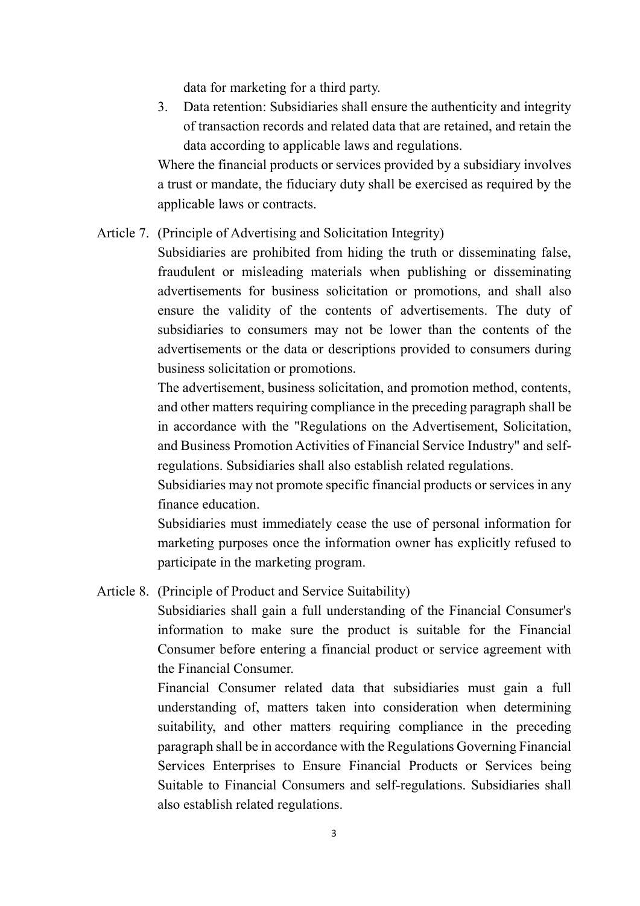data for marketing for a third party.

3. Data retention: Subsidiaries shall ensure the authenticity and integrity of transaction records and related data that are retained, and retain the data according to applicable laws and regulations.

Where the financial products or services provided by a subsidiary involves a trust or mandate, the fiduciary duty shall be exercised as required by the applicable laws or contracts.

Article 7. (Principle of Advertising and Solicitation Integrity)

Subsidiaries are prohibited from hiding the truth or disseminating false, fraudulent or misleading materials when publishing or disseminating advertisements for business solicitation or promotions, and shall also ensure the validity of the contents of advertisements. The duty of subsidiaries to consumers may not be lower than the contents of the advertisements or the data or descriptions provided to consumers during business solicitation or promotions.

The advertisement, business solicitation, and promotion method, contents, and other matters requiring compliance in the preceding paragraph shall be in accordance with the "Regulations on the Advertisement, Solicitation, and Business Promotion Activities of Financial Service Industry" and self-regulations. Subsidiaries shall also establish related regulations.

Subsidiaries may not promote specific financial products or services in any finance education.

Subsidiaries must immediately cease the use of personal information for marketing purposes once the information owner has explicitly refused to participate in the marketing program.

Article 8. (Principle of Product and Service Suitability)

Subsidiaries shall gain a full understanding of the Financial Consumer's information to make sure the product is suitable for the Financial Consumer before entering a financial product or service agreement with the Financial Consumer.

Financial Consumer related data that subsidiaries must gain a full understanding of, matters taken into consideration when determining suitability, and other matters requiring compliance in the preceding paragraph shall be in accordance with the Regulations Governing Financial Services Enterprises to Ensure Financial Products or Services being Suitable to Financial Consumers and self-regulations. Subsidiaries shall also establish related regulations.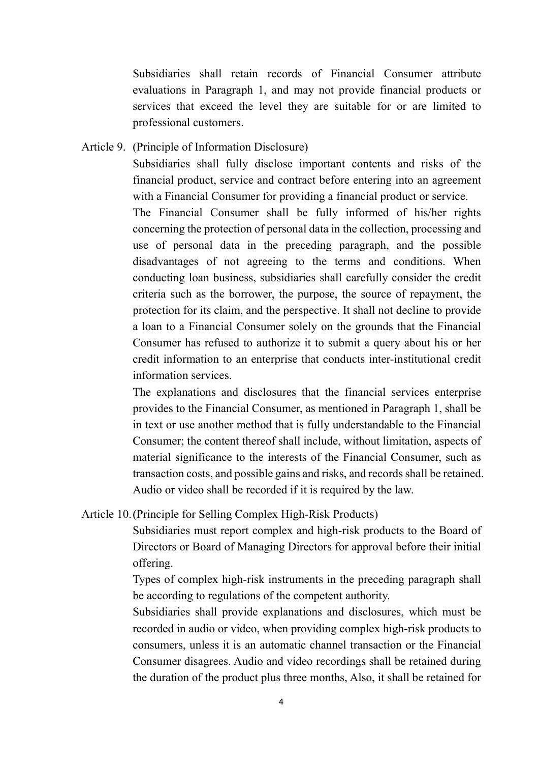Subsidiaries shall retain records of Financial Consumer attribute evaluations in Paragraph 1, and may not provide financial products or services that exceed the level they are suitable for or are limited to professional customers.

Article 9. (Principle of Information Disclosure)

Subsidiaries shall fully disclose important contents and risks of the financial product, service and contract before entering into an agreement with a Financial Consumer for providing a financial product or service.

The Financial Consumer shall be fully informed of his/her rights concerning the protection of personal data in the collection, processing and use of personal data in the preceding paragraph, and the possible disadvantages of not agreeing to the terms and conditions. When conducting loan business, subsidiaries shall carefully consider the credit criteria such as the borrower, the purpose, the source of repayment, the protection for its claim, and the perspective. It shall not decline to provide a loan to a Financial Consumer solely on the grounds that the Financial Consumer has refused to authorize it to submit a query about his or her credit information to an enterprise that conducts inter-institutional credit information services.

The explanations and disclosures that the financial services enterprise provides to the Financial Consumer, as mentioned in Paragraph 1, shall be in text or use another method that is fully understandable to the Financial Consumer; the content thereof shall include, without limitation, aspects of material significance to the interests of the Financial Consumer, such as transaction costs, and possible gains and risks, and records shall be retained. Audio or video shall be recorded if it is required by the law.

Article 10. (Principle for Selling Complex High-Risk Products)

Subsidiaries must report complex and high-risk products to the Board of Directors or Board of Managing Directors for approval before their initial offering.

Types of complex high-risk instruments in the preceding paragraph shall be according to regulations of the competent authority.

Subsidiaries shall provide explanations and disclosures, which must be recorded in audio or video, when providing complex high-risk products to consumers, unless it is an automatic channel transaction or the Financial Consumer disagrees. Audio and video recordings shall be retained during the duration of the product plus three months, Also, it shall be retained for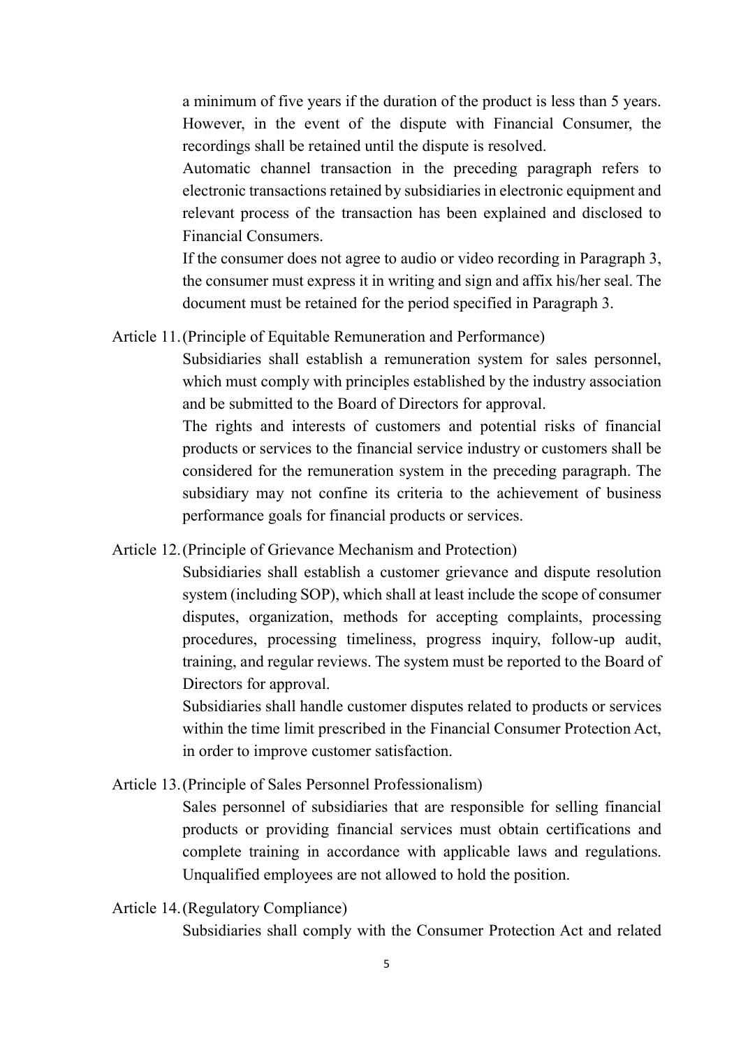a minimum of five years if the duration of the product is less than 5 years. However, in the event of the dispute with Financial Consumer, the recordings shall be retained until the dispute is resolved.

Automatic channel transaction in the preceding paragraph refers to electronic transactions retained by subsidiaries in electronic equipment and relevant process of the transaction has been explained and disclosed to Financial Consumers.

If the consumer does not agree to audio or video recording in Paragraph 3, the consumer must express it in writing and sign and affix his/her seal. The document must be retained for the period specified in Paragraph 3.

Article 11. (Principle of Equitable Remuneration and Performance)

Subsidiaries shall establish a remuneration system for sales personnel, which must comply with principles established by the industry association and be submitted to the Board of Directors for approval.

The rights and interests of customers and potential risks of financial products or services to the financial service industry or customers shall be considered for the remuneration system in the preceding paragraph. The subsidiary may not confine its criteria to the achievement of business performance goals for financial products or services.

Article 12. (Principle of Grievance Mechanism and Protection)

Subsidiaries shall establish a customer grievance and dispute resolution system (including SOP), which shall at least include the scope of consumer disputes, organization, methods for accepting complaints, processing procedures, processing timeliness, progress inquiry, follow-up audit, training, and regular reviews. The system must be reported to the Board of Directors for approval.

Subsidiaries shall handle customer disputes related to products or services within the time limit prescribed in the Financial Consumer Protection Act, in order to improve customer satisfaction.

Article 13. (Principle of Sales Personnel Professionalism)

Sales personnel of subsidiaries that are responsible for selling financial products or providing financial services must obtain certifications and complete training in accordance with applicable laws and regulations. Unqualified employees are not allowed to hold the position.

Article 14. (Regulatory Compliance)

Subsidiaries shall comply with the Consumer Protection Act and related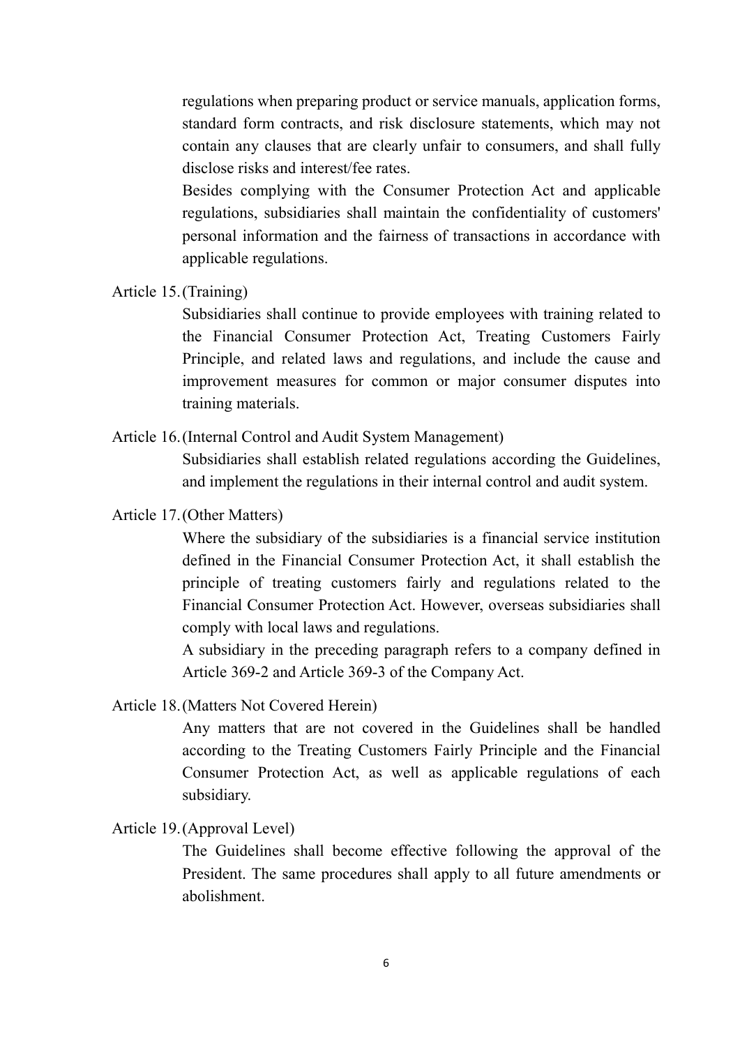regulations when preparing product or service manuals, application forms, standard form contracts, and risk disclosure statements, which may not contain any clauses that are clearly unfair to consumers, and shall fully disclose risks and interest/fee rates.

Besides complying with the Consumer Protection Act and applicable regulations, subsidiaries shall maintain the confidentiality of customers' personal information and the fairness of transactions in accordance with applicable regulations.

Article 15. (Training)

Subsidiaries shall continue to provide employees with training related to the Financial Consumer Protection Act, Treating Customers Fairly Principle, and related laws and regulations, and include the cause and improvement measures for common or major consumer disputes into training materials.

Article 16. (Internal Control and Audit System Management)

Subsidiaries shall establish related regulations according the Guidelines, and implement the regulations in their internal control and audit system.

Article 17. (Other Matters)

Where the subsidiary of the subsidiaries is a financial service institution defined in the Financial Consumer Protection Act, it shall establish the principle of treating customers fairly and regulations related to the Financial Consumer Protection Act. However, overseas subsidiaries shall comply with local laws and regulations.

A subsidiary in the preceding paragraph refers to a company defined in Article 369-2 and Article 369-3 of the Company Act.

Article 18. (Matters Not Covered Herein)

Any matters that are not covered in the Guidelines shall be handled according to the Treating Customers Fairly Principle and the Financial Consumer Protection Act, as well as applicable regulations of each subsidiary.

Article 19. (Approval Level)

The Guidelines shall become effective following the approval of the President. The same procedures shall apply to all future amendments or abolishment.